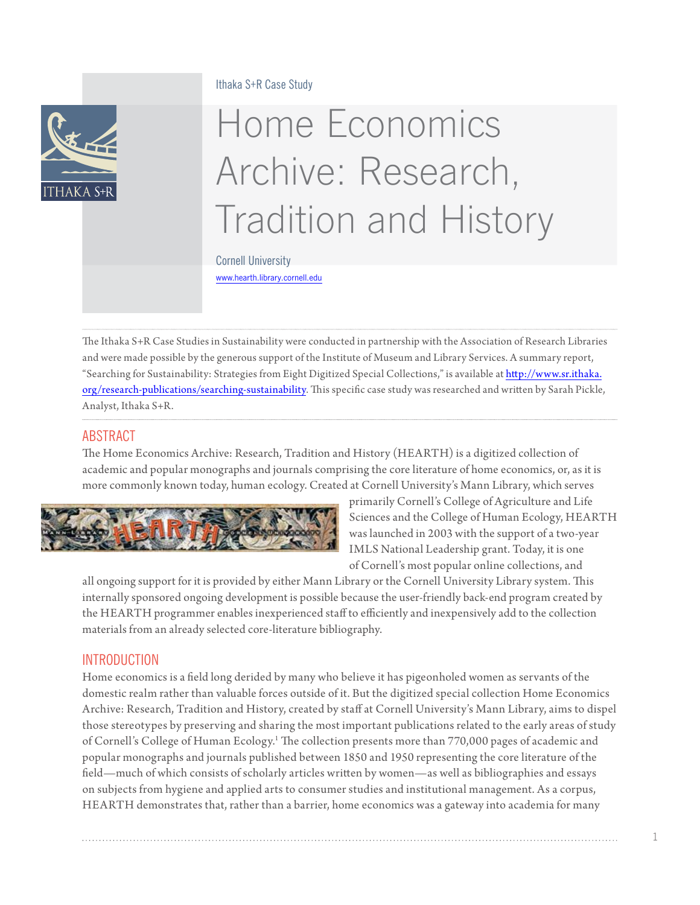Ithaka S+R Case Study

# Home Economics Archive: Research, Tradition and History

Cornell University

www.hearth.library.cornell.edu

The Ithaka S+R Case Studies in Sustainability were conducted in partnership with the Association of Research Libraries and were made possible by the generous support of the Institute of Museum and Library Services. A summary report, "Searching for Sustainability: Strategies from Eight Digitized Special Collections," is available at http://www.sr.ithaka.org/research-publications/searching-sustainability. This specific case study was researched and written by Sarah Pickle, Analyst, Ithaka S+R.

## ABSTRACT

The Home Economics Archive: Research, Tradition and History (HEARTH) is a digitized collection of academic and popular monographs and journals comprising the core literature of home economics, or, as it is more commonly known today, human ecology. Created at Cornell University's Mann Library, which serves primarily Cornell's College of Agriculture and Life Sciences and the College of Human Ecology, HEARTH was launched in 2003 with the support of a two-year IMLS National Leadership grant. Today, it is one of Cornell's most popular online collections, and all ongoing support for it is provided by either Mann Library or the Cornell University Library system. This internally sponsored ongoing development is possible because the user-friendly back-end program created by the HEARTH programmer enables inexperienced staff to efficiently and inexpensively add to the collection materials from an already selected core-literature bibliography.

## INTRODUCTION

Home economics is a field long derided by many who believe it has pigeonholed women as servants of the domestic realm rather than valuable forces outside of it. But the digitized special collection Home Economics Archive: Research, Tradition and History, created by staff at Cornell University's Mann Library, aims to dispel those stereotypes by preserving and sharing the most important publications related to the early areas of study of Cornell's College of Human Ecology.[1] The collection presents more than 770,000 pages of academic and popular monographs and journals published between 1850 and 1950 representing the core literature of the field—much of which consists of scholarly articles written by women—as well as bibliographies and essays on subjects from hygiene and applied arts to consumer studies and institutional management. As a corpus, HEARTH demonstrates that, rather than a barrier, home economics was a gateway into academia for many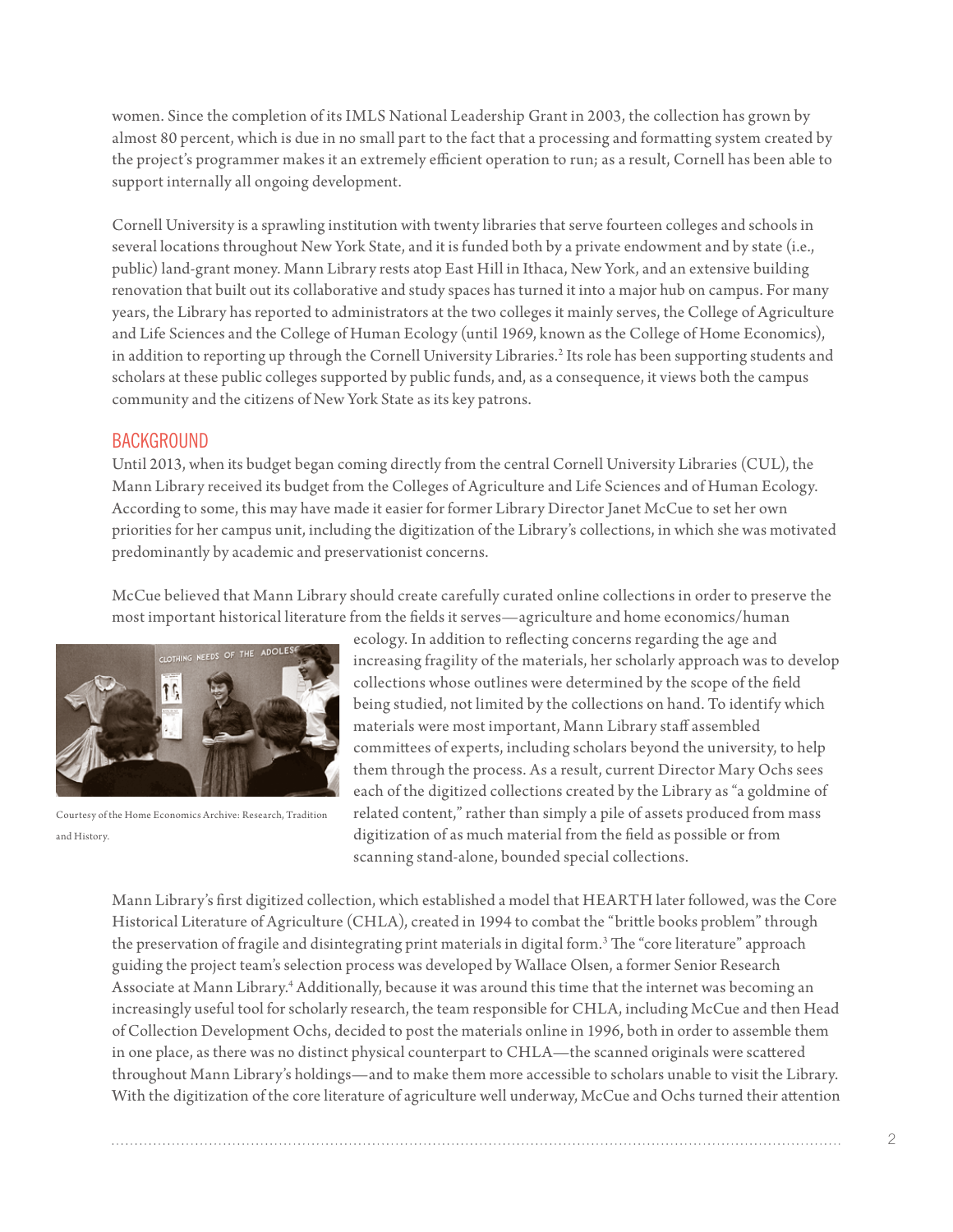women. Since the completion of its IMLS National Leadership Grant in 2003, the collection has grown by almost 80 percent, which is due in no small part to the fact that a processing and formatting system created by the project's programmer makes it an extremely efficient operation to run; as a result, Cornell has been able to support internally all ongoing development.

Cornell University is a sprawling institution with twenty libraries that serve fourteen colleges and schools in several locations throughout New York State, and it is funded both by a private endowment and by state (i.e., public) land-grant money. Mann Library rests atop East Hill in Ithaca, New York, and an extensive building renovation that built out its collaborative and study spaces has turned it into a major hub on campus. For many years, the Library has reported to administrators at the two colleges it mainly serves, the College of Agriculture and Life Sciences and the College of Human Ecology (until 1969, known as the College of Home Economics), in addition to reporting up through the Cornell University Libraries.[2] Its role has been supporting students and scholars at these public colleges supported by public funds, and, as a consequence, it views both the campus community and the citizens of New York State as its key patrons.

## BACKGROUND

Until 2013, when its budget began coming directly from the central Cornell University Libraries (CUL), the Mann Library received its budget from the Colleges of Agriculture and Life Sciences and of Human Ecology. According to some, this may have made it easier for former Library Director Janet McCue to set her own priorities for her campus unit, including the digitization of the Library's collections, in which she was motivated predominantly by academic and preservationist concerns.

McCue believed that Mann Library should create carefully curated online collections in order to preserve the most important historical literature from the fields it serves—agriculture and home economics/human ecology. In addition to reflecting concerns regarding the age and increasing fragility of the materials, her scholarly approach was to develop collections whose outlines were determined by the scope of the field being studied, not limited by the collections on hand. To identify which materials were most important, Mann Library staff assembled committees of experts, including scholars beyond the university, to help them through the process. As a result, current Director Mary Ochs sees each of the digitized collections created by the Library as "a goldmine of related content," rather than simply a pile of assets produced from mass digitization of as much material from the field as possible or from scanning stand-alone, bounded special collections.

Courtesy of the Home Economics Archive: Research, Tradition and History.

Mann Library's first digitized collection, which established a model that HEARTH later followed, was the Core Historical Literature of Agriculture (CHLA), created in 1994 to combat the "brittle books problem" through the preservation of fragile and disintegrating print materials in digital form.[3] The "core literature" approach guiding the project team's selection process was developed by Wallace Olsen, a former Senior Research Associate at Mann Library.[4] Additionally, because it was around this time that the internet was becoming an increasingly useful tool for scholarly research, the team responsible for CHLA, including McCue and then Head of Collection Development Ochs, decided to post the materials online in 1996, both in order to assemble them in one place, as there was no distinct physical counterpart to CHLA—the scanned originals were scattered throughout Mann Library's holdings—and to make them more accessible to scholars unable to visit the Library. With the digitization of the core literature of agriculture well underway, McCue and Ochs turned their attention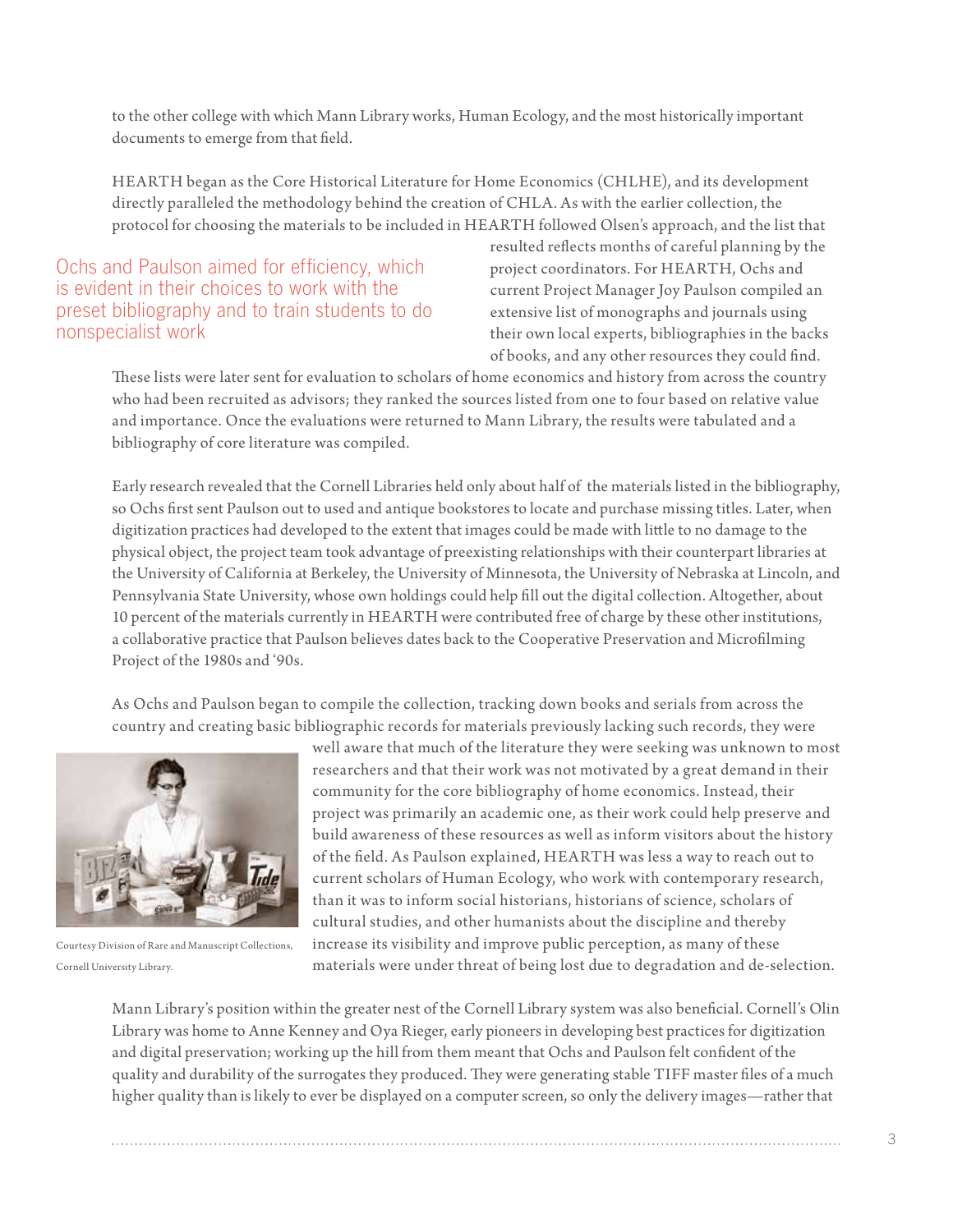to the other college with which Mann Library works, Human Ecology, and the most historically important documents to emerge from that field.

HEARTH began as the Core Historical Literature for Home Economics (CHLHE), and its development directly paralleled the methodology behind the creation of CHLA. As with the earlier collection, the protocol for choosing the materials to be included in HEARTH followed Olsen's approach, and the list that resulted reflects months of careful planning by the project coordinators. For HEARTH, Ochs and current Project Manager Joy Paulson compiled an extensive list of monographs and journals using their own local experts, bibliographies in the backs of books, and any other resources they could find. These lists were later sent for evaluation to scholars of home economics and history from across the country who had been recruited as advisors; they ranked the sources listed from one to four based on relative value and importance. Once the evaluations were returned to Mann Library, the results were tabulated and a bibliography of core literature was compiled.

> Ochs and Paulson aimed for efficiency, which is evident in their choices to work with the preset bibliography and to train students to do nonspecialist work

Early research revealed that the Cornell Libraries held only about half of the materials listed in the bibliography, so Ochs first sent Paulson out to used and antique bookstores to locate and purchase missing titles. Later, when digitization practices had developed to the extent that images could be made with little to no damage to the physical object, the project team took advantage of preexisting relationships with their counterpart libraries at the University of California at Berkeley, the University of Minnesota, the University of Nebraska at Lincoln, and Pennsylvania State University, whose own holdings could help fill out the digital collection. Altogether, about 10 percent of the materials currently in HEARTH were contributed free of charge by these other institutions, a collaborative practice that Paulson believes dates back to the Cooperative Preservation and Microfilming Project of the 1980s and '90s.

As Ochs and Paulson began to compile the collection, tracking down books and serials from across the country and creating basic bibliographic records for materials previously lacking such records, they were well aware that much of the literature they were seeking was unknown to most researchers and that their work was not motivated by a great demand in their community for the core bibliography of home economics. Instead, their project was primarily an academic one, as their work could help preserve and build awareness of these resources as well as inform visitors about the history of the field. As Paulson explained, HEARTH was less a way to reach out to current scholars of Human Ecology, who work with contemporary research, than it was to inform social historians, historians of science, scholars of cultural studies, and other humanists about the discipline and thereby increase its visibility and improve public perception, as many of these materials were under threat of being lost due to degradation and de-selection.

Courtesy Division of Rare and Manuscript Collections, Cornell University Library.

Mann Library's position within the greater nest of the Cornell Library system was also beneficial. Cornell's Olin Library was home to Anne Kenney and Oya Rieger, early pioneers in developing best practices for digitization and digital preservation; working up the hill from them meant that Ochs and Paulson felt confident of the quality and durability of the surrogates they produced. They were generating stable TIFF master files of a much higher quality than is likely to ever be displayed on a computer screen, so only the delivery images—rather that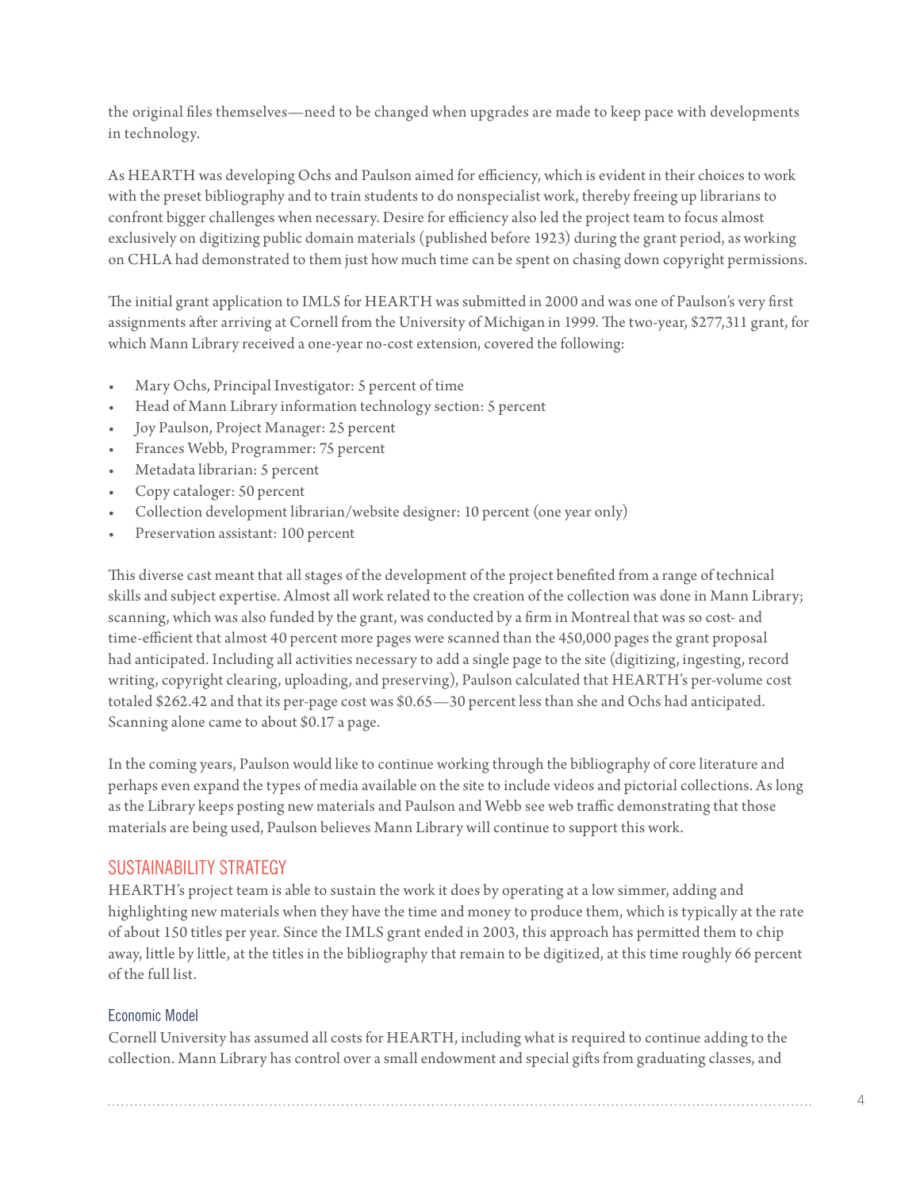the original files themselves—need to be changed when upgrades are made to keep pace with developments in technology.

As HEARTH was developing Ochs and Paulson aimed for efficiency, which is evident in their choices to work with the preset bibliography and to train students to do nonspecialist work, thereby freeing up librarians to confront bigger challenges when necessary. Desire for efficiency also led the project team to focus almost exclusively on digitizing public domain materials (published before 1923) during the grant period, as working on CHLA had demonstrated to them just how much time can be spent on chasing down copyright permissions.

The initial grant application to IMLS for HEARTH was submitted in 2000 and was one of Paulson's very first assignments after arriving at Cornell from the University of Michigan in 1999. The two-year, $277,311 grant, for which Mann Library received a one-year no-cost extension, covered the following:

- Mary Ochs, Principal Investigator: 5 percent of time
- Head of Mann Library information technology section: 5 percent
- Joy Paulson, Project Manager: 25 percent
- Frances Webb, Programmer: 75 percent
- Metadata librarian: 5 percent
- Copy cataloger: 50 percent
- Collection development librarian/website designer: 10 percent (one year only)
- Preservation assistant: 100 percent

This diverse cast meant that all stages of the development of the project benefited from a range of technical skills and subject expertise. Almost all work related to the creation of the collection was done in Mann Library; scanning, which was also funded by the grant, was conducted by a firm in Montreal that was so cost- and time-efficient that almost 40 percent more pages were scanned than the 450,000 pages the grant proposal had anticipated. Including all activities necessary to add a single page to the site (digitizing, ingesting, record writing, copyright clearing, uploading, and preserving), Paulson calculated that HEARTH's per-volume cost totaled $262.42 and that its per-page cost was $0.65—30 percent less than she and Ochs had anticipated. Scanning alone came to about $0.17 a page.

In the coming years, Paulson would like to continue working through the bibliography of core literature and perhaps even expand the types of media available on the site to include videos and pictorial collections. As long as the Library keeps posting new materials and Paulson and Webb see web traffic demonstrating that those materials are being used, Paulson believes Mann Library will continue to support this work.

## SUSTAINABILITY STRATEGY

HEARTH's project team is able to sustain the work it does by operating at a low simmer, adding and highlighting new materials when they have the time and money to produce them, which is typically at the rate of about 150 titles per year. Since the IMLS grant ended in 2003, this approach has permitted them to chip away, little by little, at the titles in the bibliography that remain to be digitized, at this time roughly 66 percent of the full list.

### Economic Model

Cornell University has assumed all costs for HEARTH, including what is required to continue adding to the collection. Mann Library has control over a small endowment and special gifts from graduating classes, and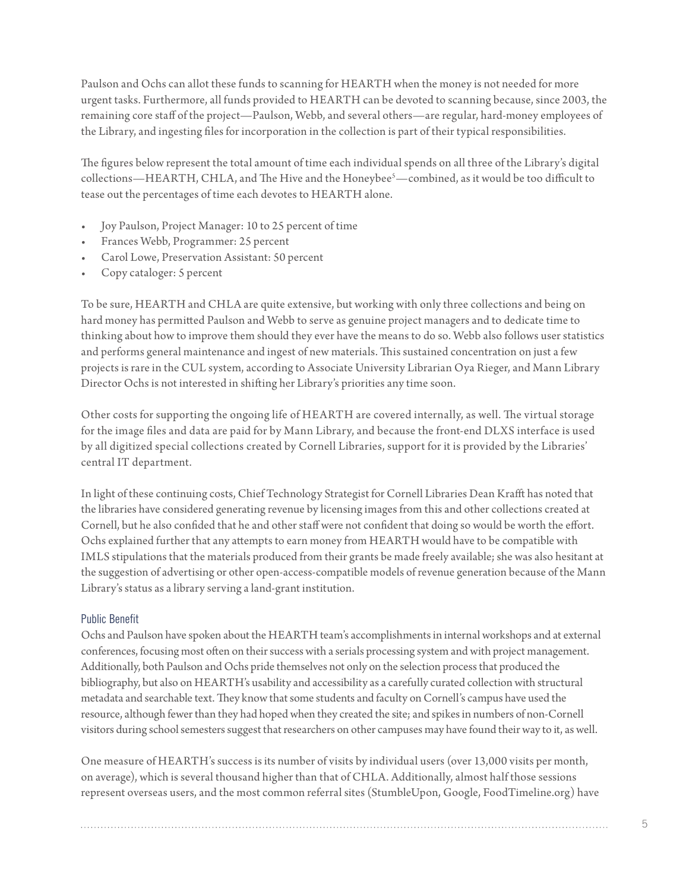Paulson and Ochs can allot these funds to scanning for HEARTH when the money is not needed for more urgent tasks. Furthermore, all funds provided to HEARTH can be devoted to scanning because, since 2003, the remaining core staff of the project—Paulson, Webb, and several others—are regular, hard-money employees of the Library, and ingesting files for incorporation in the collection is part of their typical responsibilities.

The figures below represent the total amount of time each individual spends on all three of the Library's digital collections—HEARTH, CHLA, and The Hive and the Honeybee[5]—combined, as it would be too difficult to tease out the percentages of time each devotes to HEARTH alone.

- Joy Paulson, Project Manager: 10 to 25 percent of time
- Frances Webb, Programmer: 25 percent
- Carol Lowe, Preservation Assistant: 50 percent
- Copy cataloger: 5 percent

To be sure, HEARTH and CHLA are quite extensive, but working with only three collections and being on hard money has permitted Paulson and Webb to serve as genuine project managers and to dedicate time to thinking about how to improve them should they ever have the means to do so. Webb also follows user statistics and performs general maintenance and ingest of new materials. This sustained concentration on just a few projects is rare in the CUL system, according to Associate University Librarian Oya Rieger, and Mann Library Director Ochs is not interested in shifting her Library's priorities any time soon.

Other costs for supporting the ongoing life of HEARTH are covered internally, as well. The virtual storage for the image files and data are paid for by Mann Library, and because the front-end DLXS interface is used by all digitized special collections created by Cornell Libraries, support for it is provided by the Libraries' central IT department.

In light of these continuing costs, Chief Technology Strategist for Cornell Libraries Dean Krafft has noted that the libraries have considered generating revenue by licensing images from this and other collections created at Cornell, but he also confided that he and other staff were not confident that doing so would be worth the effort. Ochs explained further that any attempts to earn money from HEARTH would have to be compatible with IMLS stipulations that the materials produced from their grants be made freely available; she was also hesitant at the suggestion of advertising or other open-access-compatible models of revenue generation because of the Mann Library's status as a library serving a land-grant institution.

## Public Benefit

Ochs and Paulson have spoken about the HEARTH team's accomplishments in internal workshops and at external conferences, focusing most often on their success with a serials processing system and with project management. Additionally, both Paulson and Ochs pride themselves not only on the selection process that produced the bibliography, but also on HEARTH's usability and accessibility as a carefully curated collection with structural metadata and searchable text. They know that some students and faculty on Cornell's campus have used the resource, although fewer than they had hoped when they created the site; and spikes in numbers of non-Cornell visitors during school semesters suggest that researchers on other campuses may have found their way to it, as well.

One measure of HEARTH's success is its number of visits by individual users (over 13,000 visits per month, on average), which is several thousand higher than that of CHLA. Additionally, almost half those sessions represent overseas users, and the most common referral sites (StumbleUpon, Google, FoodTimeline.org) have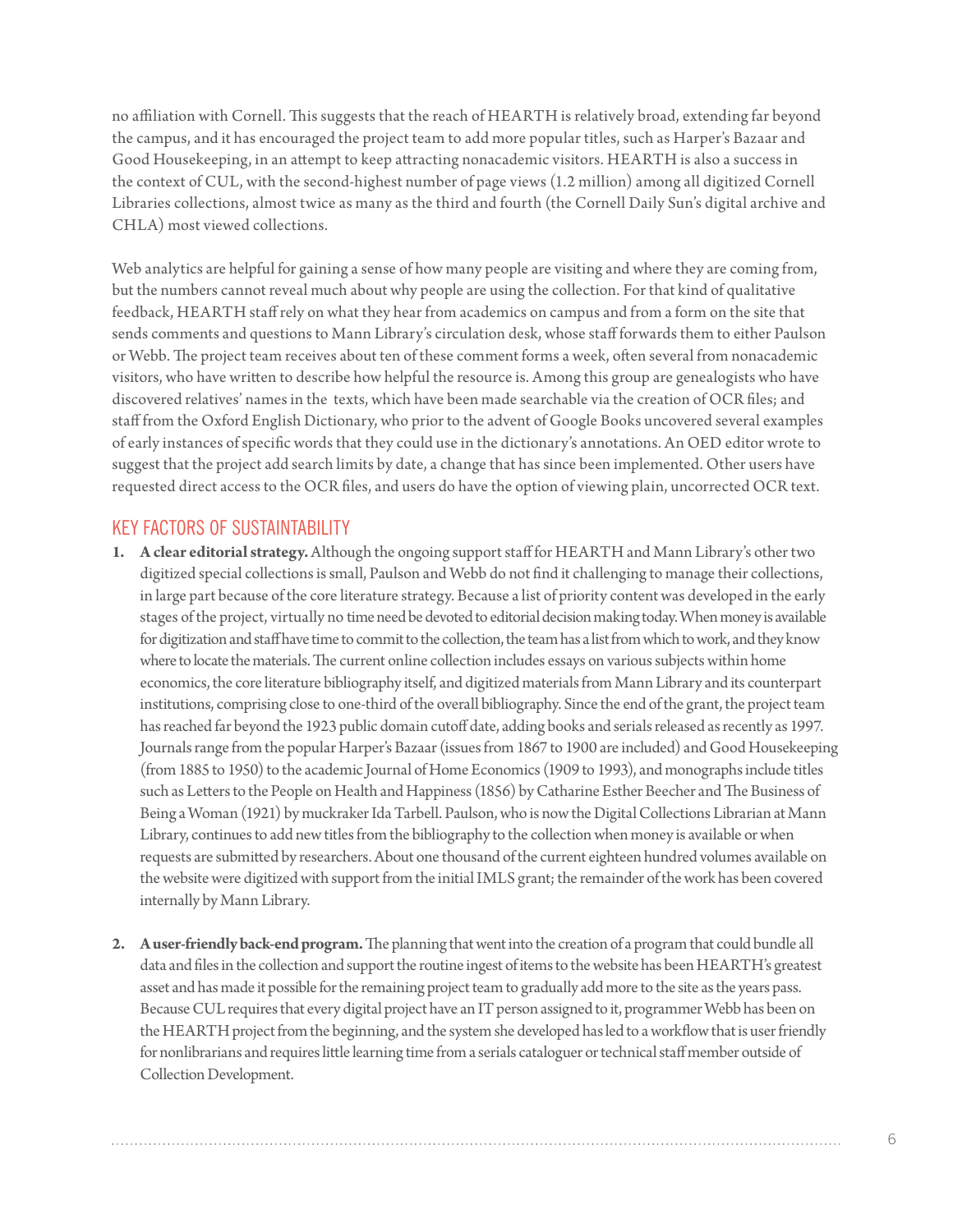no affiliation with Cornell. This suggests that the reach of HEARTH is relatively broad, extending far beyond the campus, and it has encouraged the project team to add more popular titles, such as Harper's Bazaar and Good Housekeeping, in an attempt to keep attracting nonacademic visitors. HEARTH is also a success in the context of CUL, with the second-highest number of page views (1.2 million) among all digitized Cornell Libraries collections, almost twice as many as the third and fourth (the Cornell Daily Sun's digital archive and CHLA) most viewed collections.

Web analytics are helpful for gaining a sense of how many people are visiting and where they are coming from, but the numbers cannot reveal much about why people are using the collection. For that kind of qualitative feedback, HEARTH staff rely on what they hear from academics on campus and from a form on the site that sends comments and questions to Mann Library's circulation desk, whose staff forwards them to either Paulson or Webb. The project team receives about ten of these comment forms a week, often several from nonacademic visitors, who have written to describe how helpful the resource is. Among this group are genealogists who have discovered relatives' names in the texts, which have been made searchable via the creation of OCR files; and staff from the Oxford English Dictionary, who prior to the advent of Google Books uncovered several examples of early instances of specific words that they could use in the dictionary's annotations. An OED editor wrote to suggest that the project add search limits by date, a change that has since been implemented. Other users have requested direct access to the OCR files, and users do have the option of viewing plain, uncorrected OCR text.

## KEY FACTORS OF SUSTAINTABILITY

1. **A clear editorial strategy.** Although the ongoing support staff for HEARTH and Mann Library's other two digitized special collections is small, Paulson and Webb do not find it challenging to manage their collections, in large part because of the core literature strategy. Because a list of priority content was developed in the early stages of the project, virtually no time need be devoted to editorial decision making today. When money is available for digitization and staff have time to commit to the collection, the team has a list from which to work, and they know where to locate the materials. The current online collection includes essays on various subjects within home economics, the core literature bibliography itself, and digitized materials from Mann Library and its counterpart institutions, comprising close to one-third of the overall bibliography. Since the end of the grant, the project team has reached far beyond the 1923 public domain cutoff date, adding books and serials released as recently as 1997. Journals range from the popular Harper's Bazaar (issues from 1867 to 1900 are included) and Good Housekeeping (from 1885 to 1950) to the academic Journal of Home Economics (1909 to 1993), and monographs include titles such as Letters to the People on Health and Happiness (1856) by Catharine Esther Beecher and The Business of Being a Woman (1921) by muckraker Ida Tarbell. Paulson, who is now the Digital Collections Librarian at Mann Library, continues to add new titles from the bibliography to the collection when money is available or when requests are submitted by researchers. About one thousand of the current eighteen hundred volumes available on the website were digitized with support from the initial IMLS grant; the remainder of the work has been covered internally by Mann Library.

2. **A user-friendly back-end program.** The planning that went into the creation of a program that could bundle all data and files in the collection and support the routine ingest of items to the website has been HEARTH's greatest asset and has made it possible for the remaining project team to gradually add more to the site as the years pass. Because CUL requires that every digital project have an IT person assigned to it, programmer Webb has been on the HEARTH project from the beginning, and the system she developed has led to a workflow that is user friendly for nonlibrarians and requires little learning time from a serials cataloguer or technical staff member outside of Collection Development.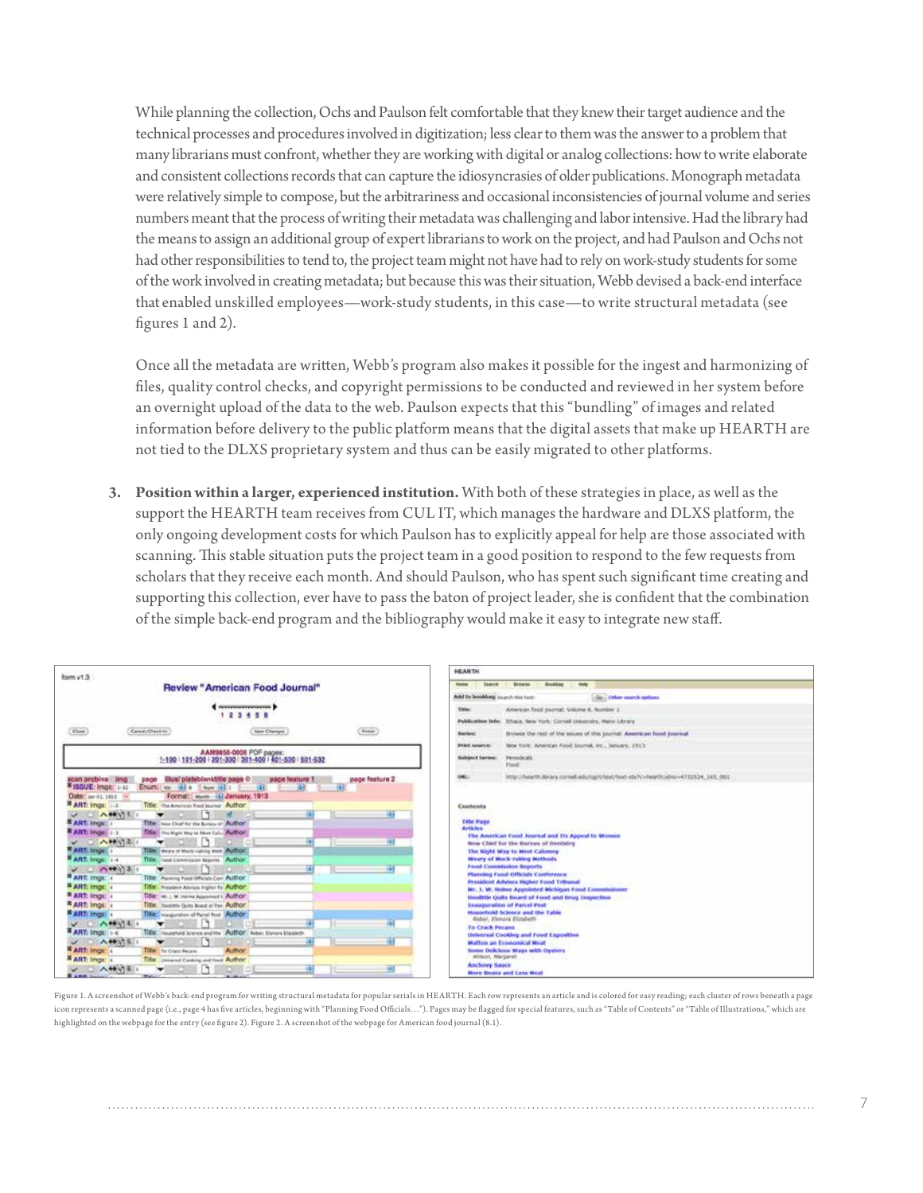While planning the collection, Ochs and Paulson felt comfortable that they knew their target audience and the technical processes and procedures involved in digitization; less clear to them was the answer to a problem that many librarians must confront, whether they are working with digital or analog collections: how to write elaborate and consistent collections records that can capture the idiosyncrasies of older publications. Monograph metadata were relatively simple to compose, but the arbitrariness and occasional inconsistencies of journal volume and series numbers meant that the process of writing their metadata was challenging and labor intensive. Had the library had the means to assign an additional group of expert librarians to work on the project, and had Paulson and Ochs not had other responsibilities to tend to, the project team might not have had to rely on work-study students for some of the work involved in creating metadata; but because this was their situation, Webb devised a back-end interface that enabled unskilled employees—work-study students, in this case—to write structural metadata (see figures 1 and 2).

Once all the metadata are written, Webb's program also makes it possible for the ingest and harmonizing of files, quality control checks, and copyright permissions to be conducted and reviewed in her system before an overnight upload of the data to the web. Paulson expects that this "bundling" of images and related information before delivery to the public platform means that the digital assets that make up HEARTH are not tied to the DLXS proprietary system and thus can be easily migrated to other platforms.

3. **Position within a larger, experienced institution.** With both of these strategies in place, as well as the support the HEARTH team receives from CUL IT, which manages the hardware and DLXS platform, the only ongoing development costs for which Paulson has to explicitly appeal for help are those associated with scanning. This stable situation puts the project team in a good position to respond to the few requests from scholars that they receive each month. And should Paulson, who has spent such significant time creating and supporting this collection, ever have to pass the baton of project leader, she is confident that the combination of the simple back-end program and the bibliography would make it easy to integrate new staff.

Figure 1. A screenshot of Webb's back-end program for writing structural metadata for popular serials in HEARTH. Each row represents an article and is colored for easy reading; each cluster of rows beneath a page icon represents a scanned page (i.e., page 4 has five articles, beginning with "Planning Food Officials…"). Pages may be flagged for special features, such as "Table of Contents" or "Table of Illustrations," which are highlighted on the webpage for the entry (see figure 2). Figure 2. A screenshot of the webpage for American food journal (8.1).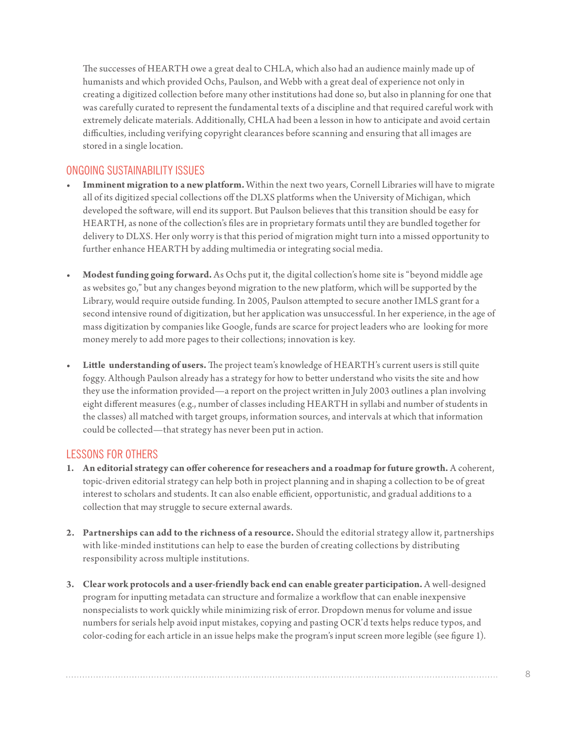The successes of HEARTH owe a great deal to CHLA, which also had an audience mainly made up of humanists and which provided Ochs, Paulson, and Webb with a great deal of experience not only in creating a digitized collection before many other institutions had done so, but also in planning for one that was carefully curated to represent the fundamental texts of a discipline and that required careful work with extremely delicate materials. Additionally, CHLA had been a lesson in how to anticipate and avoid certain difficulties, including verifying copyright clearances before scanning and ensuring that all images are stored in a single location.

## ONGOING SUSTAINABILITY ISSUES

- **Imminent migration to a new platform.** Within the next two years, Cornell Libraries will have to migrate all of its digitized special collections off the DLXS platforms when the University of Michigan, which developed the software, will end its support. But Paulson believes that this transition should be easy for HEARTH, as none of the collection's files are in proprietary formats until they are bundled together for delivery to DLXS. Her only worry is that this period of migration might turn into a missed opportunity to further enhance HEARTH by adding multimedia or integrating social media.

- **Modest funding going forward.** As Ochs put it, the digital collection's home site is "beyond middle age as websites go," but any changes beyond migration to the new platform, which will be supported by the Library, would require outside funding. In 2005, Paulson attempted to secure another IMLS grant for a second intensive round of digitization, but her application was unsuccessful. In her experience, in the age of mass digitization by companies like Google, funds are scarce for project leaders who are looking for more money merely to add more pages to their collections; innovation is key.

- **Little understanding of users.** The project team's knowledge of HEARTH's current users is still quite foggy. Although Paulson already has a strategy for how to better understand who visits the site and how they use the information provided—a report on the project written in July 2003 outlines a plan involving eight different measures (e.g., number of classes including HEARTH in syllabi and number of students in the classes) all matched with target groups, information sources, and intervals at which that information could be collected—that strategy has never been put in action.

## LESSONS FOR OTHERS

1. **An editorial strategy can offer coherence for reseachers and a roadmap for future growth.** A coherent, topic-driven editorial strategy can help both in project planning and in shaping a collection to be of great interest to scholars and students. It can also enable efficient, opportunistic, and gradual additions to a collection that may struggle to secure external awards.

2. **Partnerships can add to the richness of a resource.** Should the editorial strategy allow it, partnerships with like-minded institutions can help to ease the burden of creating collections by distributing responsibility across multiple institutions.

3. **Clear work protocols and a user-friendly back end can enable greater participation.** A well-designed program for inputting metadata can structure and formalize a workflow that can enable inexpensive nonspecialists to work quickly while minimizing risk of error. Dropdown menus for volume and issue numbers for serials help avoid input mistakes, copying and pasting OCR'd texts helps reduce typos, and color-coding for each article in an issue helps make the program's input screen more legible (see figure 1).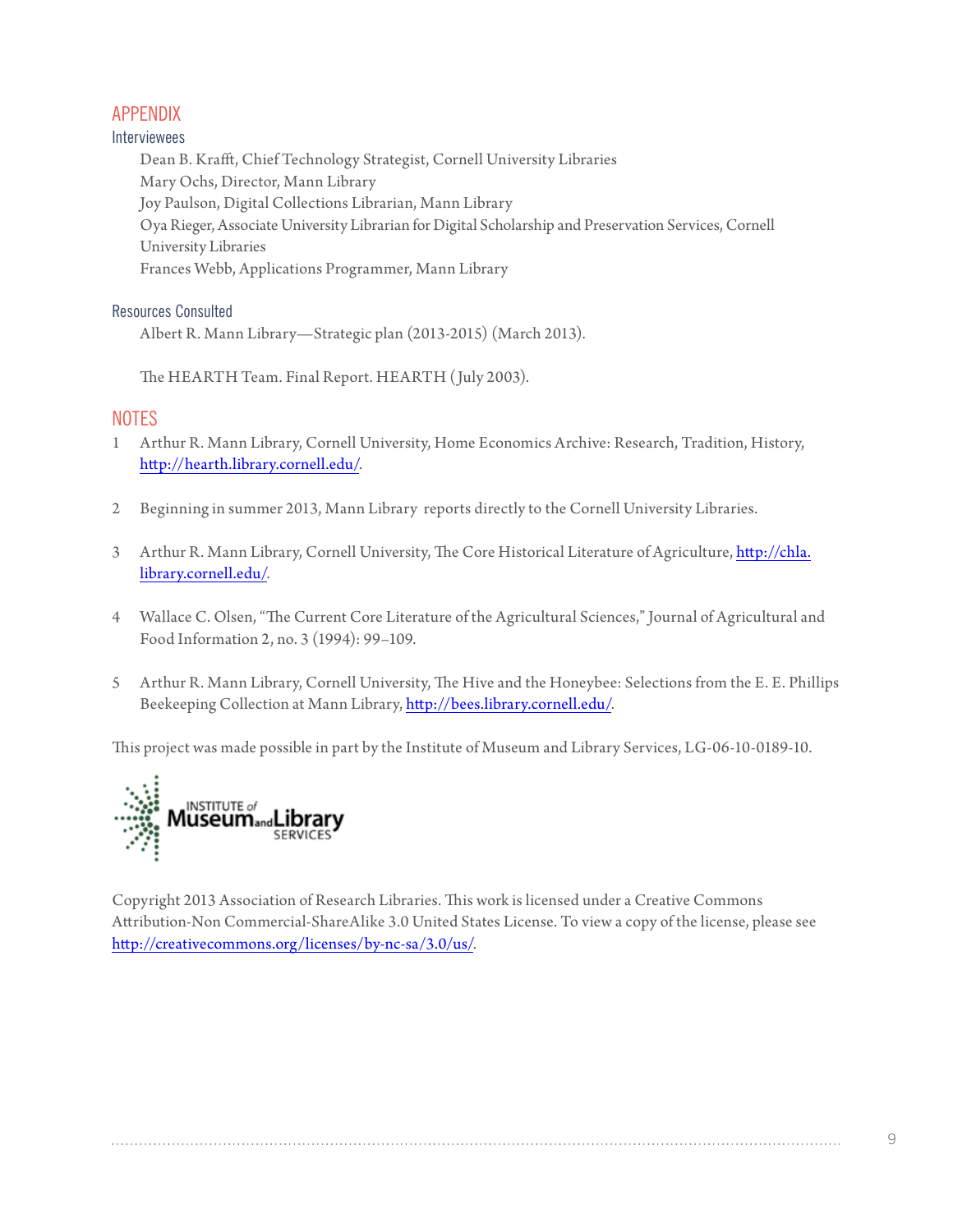## APPENDIX

### Interviewees

Dean B. Krafft, Chief Technology Strategist, Cornell University Libraries
Mary Ochs, Director, Mann Library
Joy Paulson, Digital Collections Librarian, Mann Library
Oya Rieger, Associate University Librarian for Digital Scholarship and Preservation Services, Cornell University Libraries
Frances Webb, Applications Programmer, Mann Library

### Resources Consulted

Albert R. Mann Library—Strategic plan (2013-2015) (March 2013).

The HEARTH Team. Final Report. HEARTH (July 2003).

## NOTES

1. Arthur R. Mann Library, Cornell University, Home Economics Archive: Research, Tradition, History, http://hearth.library.cornell.edu/.

2. Beginning in summer 2013, Mann Library reports directly to the Cornell University Libraries.

3. Arthur R. Mann Library, Cornell University, The Core Historical Literature of Agriculture, http://chla.library.cornell.edu/.

4. Wallace C. Olsen, "The Current Core Literature of the Agricultural Sciences," Journal of Agricultural and Food Information 2, no. 3 (1994): 99–109.

5. Arthur R. Mann Library, Cornell University, The Hive and the Honeybee: Selections from the E. E. Phillips Beekeeping Collection at Mann Library, http://bees.library.cornell.edu/.

This project was made possible in part by the Institute of Museum and Library Services, LG-06-10-0189-10.

INSTITUTE of Museum and Library SERVICES

Copyright 2013 Association of Research Libraries. This work is licensed under a Creative Commons Attribution-Non Commercial-ShareAlike 3.0 United States License. To view a copy of the license, please see http://creativecommons.org/licenses/by-nc-sa/3.0/us/.